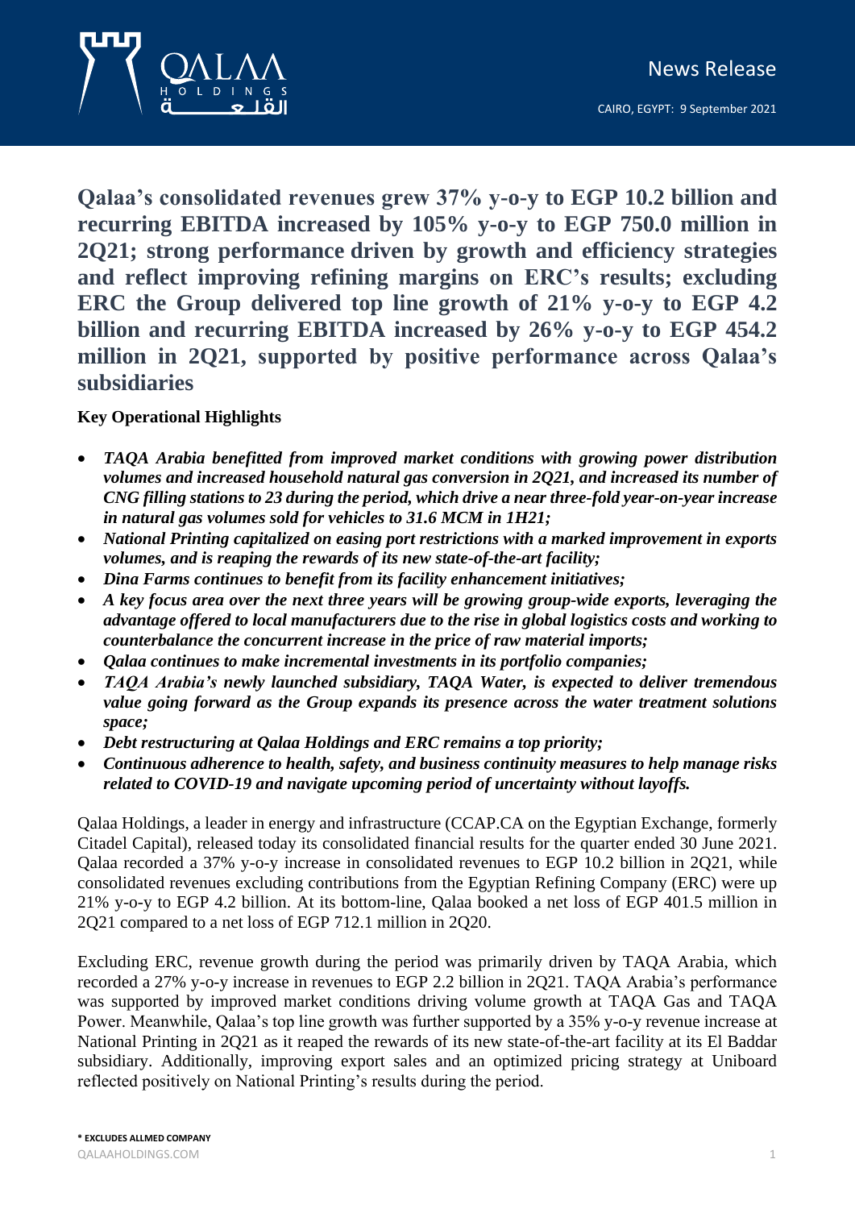News Release

CAIRO, EGYPT: 9 September 2021

# Qalaa's consolidated revenues grew 37% y-o-y to EGP 10.2 billion and recurring EBITDA increased by 105% y-o-y to EGP 750.0 million in 2Q21; strong performance driven by growth and efficiency strategies and reflect improving refining margins on ERC's results; excluding ERC the Group delivered top line growth of 21% y-o-y to EGP 4.2 billion and recurring EBITDA increased by 26% y-o-y to EGP 454.2 million in 2Q21, supported by positive performance across Qalaa's subsidiaries

**Key Operational Highlights**

- ***TAQA Arabia benefitted from improved market conditions with growing power distribution volumes and increased household natural gas conversion in 2Q21, and increased its number of CNG filling stations to 23 during the period, which drive a near three-fold year-on-year increase in natural gas volumes sold for vehicles to 31.6 MCM in 1H21;***
- ***National Printing capitalized on easing port restrictions with a marked improvement in exports volumes, and is reaping the rewards of its new state-of-the-art facility;***
- ***Dina Farms continues to benefit from its facility enhancement initiatives;***
- ***A key focus area over the next three years will be growing group-wide exports, leveraging the advantage offered to local manufacturers due to the rise in global logistics costs and working to counterbalance the concurrent increase in the price of raw material imports;***
- ***Qalaa continues to make incremental investments in its portfolio companies;***
- ***TAQA Arabia's newly launched subsidiary, TAQA Water, is expected to deliver tremendous value going forward as the Group expands its presence across the water treatment solutions space;***
- ***Debt restructuring at Qalaa Holdings and ERC remains a top priority;***
- ***Continuous adherence to health, safety, and business continuity measures to help manage risks related to COVID-19 and navigate upcoming period of uncertainty without layoffs.***

Qalaa Holdings, a leader in energy and infrastructure (CCAP.CA on the Egyptian Exchange, formerly Citadel Capital), released today its consolidated financial results for the quarter ended 30 June 2021. Qalaa recorded a 37% y-o-y increase in consolidated revenues to EGP 10.2 billion in 2Q21, while consolidated revenues excluding contributions from the Egyptian Refining Company (ERC) were up 21% y-o-y to EGP 4.2 billion. At its bottom-line, Qalaa booked a net loss of EGP 401.5 million in 2Q21 compared to a net loss of EGP 712.1 million in 2Q20.

Excluding ERC, revenue growth during the period was primarily driven by TAQA Arabia, which recorded a 27% y-o-y increase in revenues to EGP 2.2 billion in 2Q21. TAQA Arabia's performance was supported by improved market conditions driving volume growth at TAQA Gas and TAQA Power. Meanwhile, Qalaa's top line growth was further supported by a 35% y-o-y revenue increase at National Printing in 2Q21 as it reaped the rewards of its new state-of-the-art facility at its El Baddar subsidiary. Additionally, improving export sales and an optimized pricing strategy at Uniboard reflected positively on National Printing's results during the period.

**\* EXCLUDES ALLMED COMPANY**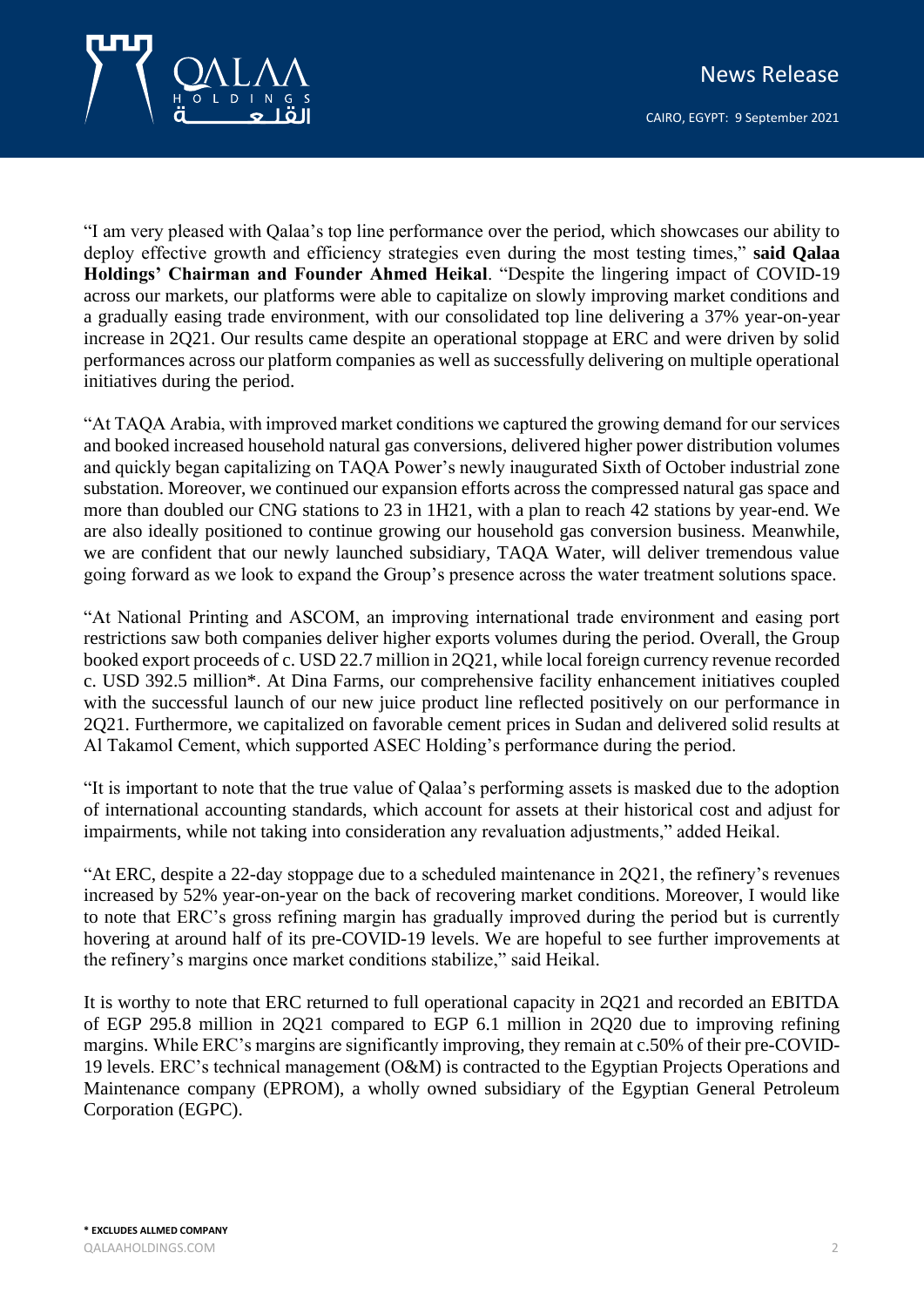"I am very pleased with Qalaa's top line performance over the period, which showcases our ability to deploy effective growth and efficiency strategies even during the most testing times," **said Qalaa Holdings' Chairman and Founder Ahmed Heikal**. "Despite the lingering impact of COVID-19 across our markets, our platforms were able to capitalize on slowly improving market conditions and a gradually easing trade environment, with our consolidated top line delivering a 37% year-on-year increase in 2Q21. Our results came despite an operational stoppage at ERC and were driven by solid performances across our platform companies as well as successfully delivering on multiple operational initiatives during the period.

"At TAQA Arabia, with improved market conditions we captured the growing demand for our services and booked increased household natural gas conversions, delivered higher power distribution volumes and quickly began capitalizing on TAQA Power's newly inaugurated Sixth of October industrial zone substation. Moreover, we continued our expansion efforts across the compressed natural gas space and more than doubled our CNG stations to 23 in 1H21, with a plan to reach 42 stations by year-end. We are also ideally positioned to continue growing our household gas conversion business. Meanwhile, we are confident that our newly launched subsidiary, TAQA Water, will deliver tremendous value going forward as we look to expand the Group's presence across the water treatment solutions space.

"At National Printing and ASCOM, an improving international trade environment and easing port restrictions saw both companies deliver higher exports volumes during the period. Overall, the Group booked export proceeds of c. USD 22.7 million in 2Q21, while local foreign currency revenue recorded c. USD 392.5 million*. At Dina Farms, our comprehensive facility enhancement initiatives coupled with the successful launch of our new juice product line reflected positively on our performance in 2Q21. Furthermore, we capitalized on favorable cement prices in Sudan and delivered solid results at Al Takamol Cement, which supported ASEC Holding's performance during the period.

"It is important to note that the true value of Qalaa's performing assets is masked due to the adoption of international accounting standards, which account for assets at their historical cost and adjust for impairments, while not taking into consideration any revaluation adjustments," added Heikal.

"At ERC, despite a 22-day stoppage due to a scheduled maintenance in 2Q21, the refinery's revenues increased by 52% year-on-year on the back of recovering market conditions. Moreover, I would like to note that ERC's gross refining margin has gradually improved during the period but is currently hovering at around half of its pre-COVID-19 levels. We are hopeful to see further improvements at the refinery's margins once market conditions stabilize," said Heikal.

It is worthy to note that ERC returned to full operational capacity in 2Q21 and recorded an EBITDA of EGP 295.8 million in 2Q21 compared to EGP 6.1 million in 2Q20 due to improving refining margins. While ERC's margins are significantly improving, they remain at c.50% of their pre-COVID-19 levels. ERC's technical management (O&M) is contracted to the Egyptian Projects Operations and Maintenance company (EPROM), a wholly owned subsidiary of the Egyptian General Petroleum Corporation (EGPC).

**\* EXCLUDES ALLMED COMPANY**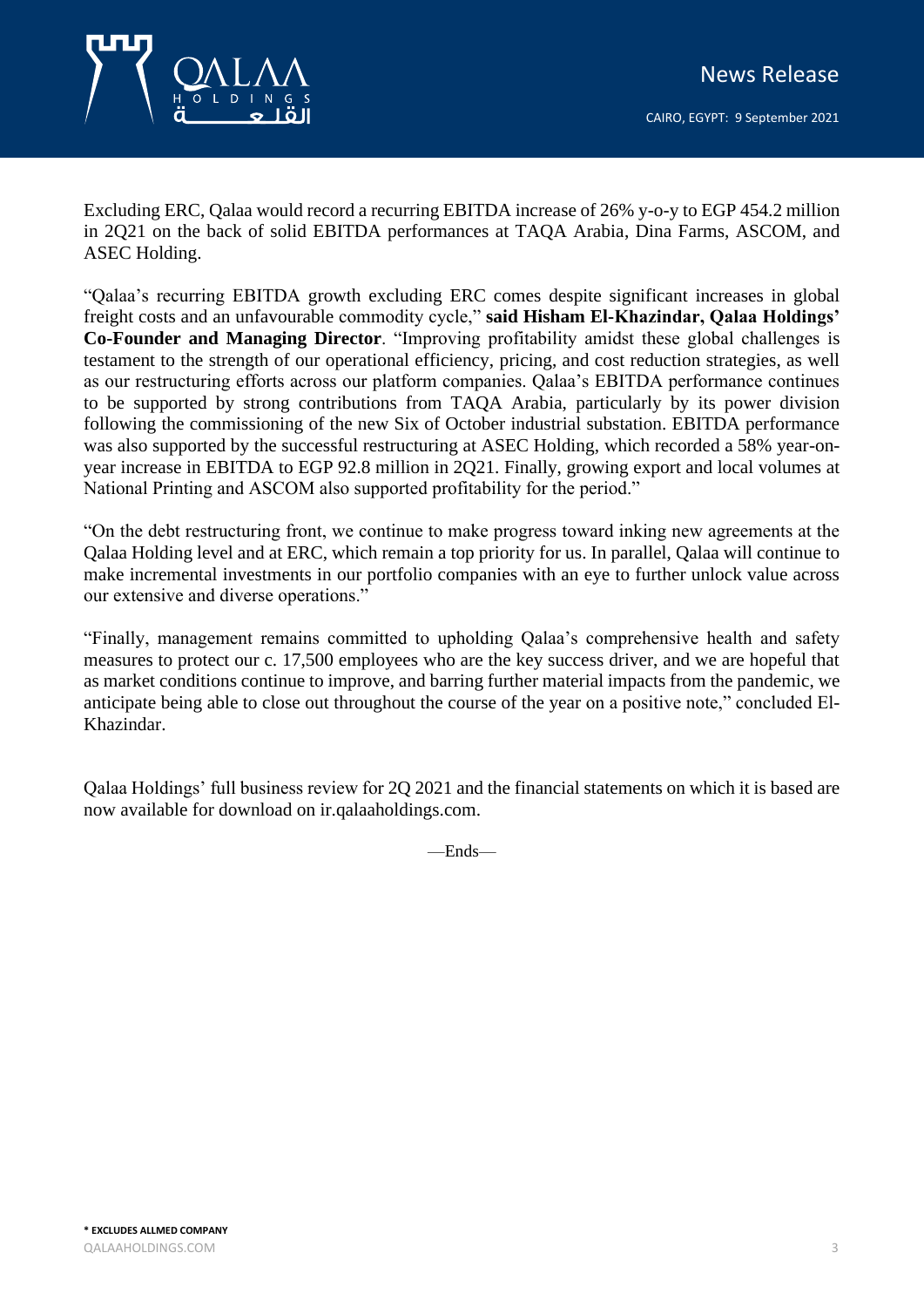Excluding ERC, Qalaa would record a recurring EBITDA increase of 26% y-o-y to EGP 454.2 million in 2Q21 on the back of solid EBITDA performances at TAQA Arabia, Dina Farms, ASCOM, and ASEC Holding.

"Qalaa's recurring EBITDA growth excluding ERC comes despite significant increases in global freight costs and an unfavourable commodity cycle," **said Hisham El-Khazindar, Qalaa Holdings' Co-Founder and Managing Director**. "Improving profitability amidst these global challenges is testament to the strength of our operational efficiency, pricing, and cost reduction strategies, as well as our restructuring efforts across our platform companies. Qalaa's EBITDA performance continues to be supported by strong contributions from TAQA Arabia, particularly by its power division following the commissioning of the new Six of October industrial substation. EBITDA performance was also supported by the successful restructuring at ASEC Holding, which recorded a 58% year-on-year increase in EBITDA to EGP 92.8 million in 2Q21. Finally, growing export and local volumes at National Printing and ASCOM also supported profitability for the period."

"On the debt restructuring front, we continue to make progress toward inking new agreements at the Qalaa Holding level and at ERC, which remain a top priority for us. In parallel, Qalaa will continue to make incremental investments in our portfolio companies with an eye to further unlock value across our extensive and diverse operations."

"Finally, management remains committed to upholding Qalaa's comprehensive health and safety measures to protect our c. 17,500 employees who are the key success driver, and we are hopeful that as market conditions continue to improve, and barring further material impacts from the pandemic, we anticipate being able to close out throughout the course of the year on a positive note," concluded El-Khazindar.

Qalaa Holdings' full business review for 2Q 2021 and the financial statements on which it is based are now available for download on ir.qalaaholdings.com.

—Ends—

**\* EXCLUDES ALLMED COMPANY**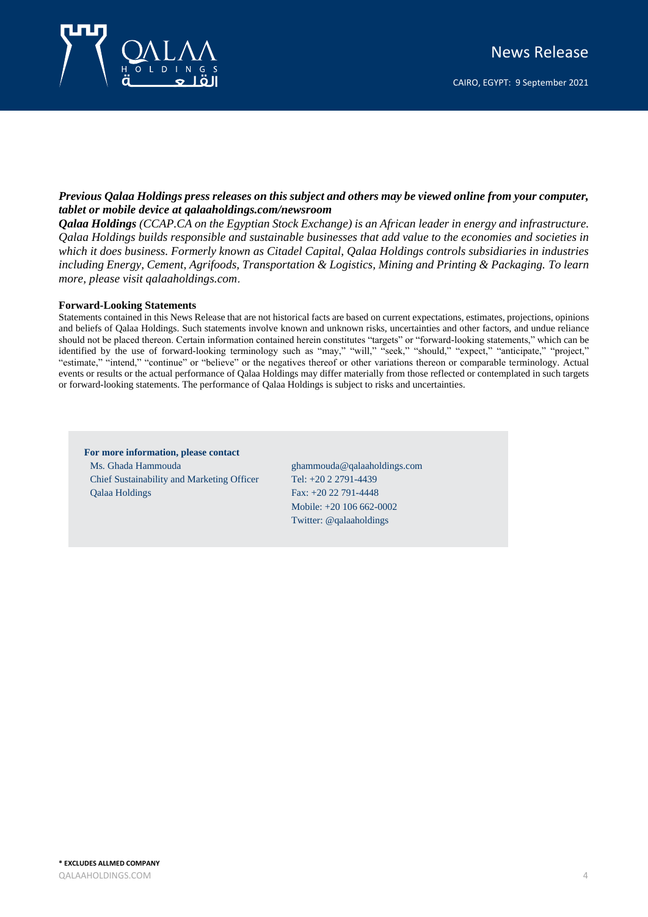***Previous Qalaa Holdings press releases on this subject and others may be viewed online from your computer, tablet or mobile device at qalaaholdings.com/newsroom***

***Qalaa Holdings** (CCAP.CA on the Egyptian Stock Exchange) is an African leader in energy and infrastructure. Qalaa Holdings builds responsible and sustainable businesses that add value to the economies and societies in which it does business. Formerly known as Citadel Capital, Qalaa Holdings controls subsidiaries in industries including Energy, Cement, Agrifoods, Transportation & Logistics, Mining and Printing & Packaging. To learn more, please visit qalaaholdings.com.*

**Forward-Looking Statements**

Statements contained in this News Release that are not historical facts are based on current expectations, estimates, projections, opinions and beliefs of Qalaa Holdings. Such statements involve known and unknown risks, uncertainties and other factors, and undue reliance should not be placed thereon. Certain information contained herein constitutes "targets" or "forward-looking statements," which can be identified by the use of forward-looking terminology such as "may," "will," "seek," "should," "expect," "anticipate," "project," "estimate," "intend," "continue" or "believe" or the negatives thereof or other variations thereon or comparable terminology. Actual events or results or the actual performance of Qalaa Holdings may differ materially from those reflected or contemplated in such targets or forward-looking statements. The performance of Qalaa Holdings is subject to risks and uncertainties.

**For more information, please contact**

Ms. Ghada Hammouda
Chief Sustainability and Marketing Officer
Qalaa Holdings

ghammouda@qalaaholdings.com
Tel: +20 2 2791-4439
Fax: +20 22 791-4448
Mobile: +20 106 662-0002
Twitter: @qalaaholdings

**\* EXCLUDES ALLMED COMPANY**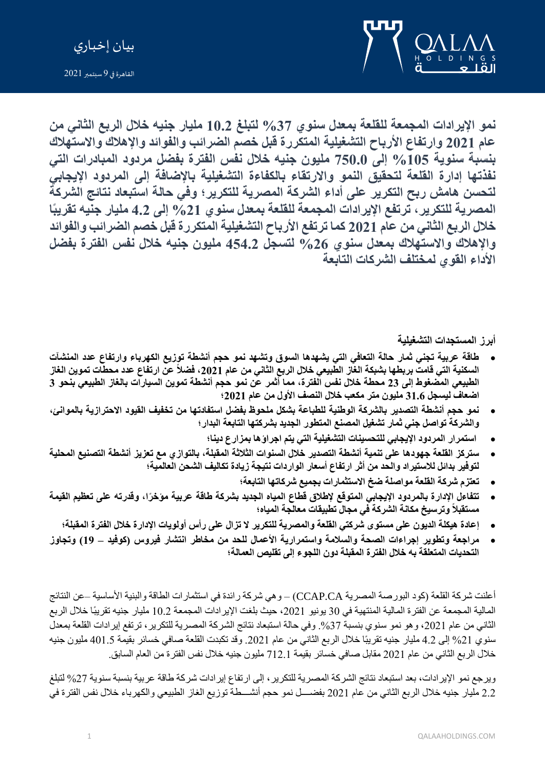بيان إخباري

القاهرة في 9 سبتمبر 2021

**نمو الإيرادات المجمعة للقلعة بمعدل سنوي 37% لتبلغ 10.2 مليار جنيه خلال الربع الثاني من عام 2021 وارتفاع الأرباح التشغيلية المتكررة قبل خصم الضرائب والفوائد والإهلاك والاستهلاك بنسبة سنوية 105% إلى 750.0 مليون جنيه خلال نفس الفترة بفضل مردود المبادرات التي نفذتها إدارة القلعة لتحقيق النمو والارتقاء بالكفاءة التشغيلية بالإضافة إلى المردود الإيجابي لتحسن هامش ربح التكرير على أداء الشركة المصرية للتكرير؛ وفي حالة استبعاد نتائج الشركة المصرية للتكرير، ترتفع الإيرادات المجمعة للقلعة بمعدل سنوي 21% إلى 4.2 مليار جنيه تقريبًا خلال الربع الثاني من عام 2021 كما ترتفع الأرباح التشغيلية المتكررة قبل خصم الضرائب والفوائد والإهلاك والاستهلاك بمعدل سنوي 26% لتسجل 454.2 مليون جنيه خلال نفس الفترة بفضل الأداء القوي لمختلف الشركات التابعة**

**أبرز المستجدات التشغيلية**

- **طاقة عربية تجني ثمار حالة التعافي التي يشهدها السوق وتشهد نمو حجم أنشطة توزيع الكهرباء وارتفاع عدد المنشآت السكنية التي قامت بربطها بشبكة الغاز الطبيعي خلال الربع الثاني من عام 2021، فضلاً عن ارتفاع عدد محطات تموين الغاز الطبيعي المضغوط إلى 23 محطة خلال نفس الفترة، مما أثمر عن نمو حجم أنشطة تموين السيارات بالغاز الطبيعي بنحو 3 اضعاف ليسجل 31.6 مليون متر مكعب خلال النصف الأول من عام 2021؛**
- **نمو حجم أنشطة التصدير بالشركة الوطنية للطباعة بشكل ملحوظ بفضل استفادتها من تخفيف القيود الاحترازية بالموانئ، والشركة تواصل جني ثمار تشغيل المصنع المتطور الجديد بشركتها التابعة البدار؛**
- **استمرار المردود الإيجابي للتحسينات التشغيلية التي يتم اجراؤها بمزارع دينا؛**
- **ستركز القلعة جهودها على تنمية أنشطة التصدير خلال السنوات الثلاثة المقبلة، بالتوازي مع تعزيز أنشطة التصنيع المحلية لتوفير بدائل للاستيراد والحد من أثر ارتفاع أسعار الواردات نتيجة زيادة تكاليف الشحن العالمية؛**
- **تعتزم شركة القلعة مواصلة ضخ الاستثمارات بجميع شركاتها التابعة؛**
- **تتفاءل الإدارة بالمردود الإيجابي المتوقع لإطلاق قطاع المياه الجديد بشركة طاقة عربية مؤخرًا، وقدرته على تعظيم القيمة مستقبلاً وترسيخ مكانة الشركة في مجال تطبيقات معالجة المياه؛**
- **إعادة هيكلة الديون على مستوى شركتي القلعة والمصرية للتكرير لا تزال على رأس أولويات الإدارة خلال الفترة المقبلة؛**
- **مراجعة وتطوير إجراءات الصحة والسلامة واستمرارية الأعمال للحد من مخاطر انتشار فيروس (كوفيد – 19) وتجاوز التحديات المتعلقة به خلال الفترة المقبلة دون اللجوء إلى تقليص العمالة؛**

أعلنت شركة القلعة (كود البورصة المصرية CCAP.CA) – وهي شركة رائدة في استثمارات الطاقة والبنية الأساسية –عن النتائج المالية المجمعة عن الفترة المالية المنتهية في 30 يونيو 2021، حيث بلغت الإيرادات المجمعة 10.2 مليار جنيه تقريبًا خلال الربع الثاني من عام 2021، وهو نمو سنوي بنسبة 37%. وفي حالة استبعاد نتائج الشركة المصرية للتكرير، ترتفع إيرادات القلعة بمعدل سنوي 21% إلى 4.2 مليار جنيه تقريبًا خلال الربع الثاني من عام 2021. وقد تكبدت القلعة صافي خسائر بقيمة 401.5 مليون جنيه خلال الربع الثاني من عام 2021 مقابل صافي خسائر بقيمة 712.1 مليون جنيه خلال نفس الفترة من العام السابق.

ويرجع نمو الإيرادات، بعد استبعاد نتائج الشركة المصرية للتكرير، إلى ارتفاع إيرادات شركة طاقة عربية بنسبة سنوية 27% لتبلغ 2.2 مليار جنيه خلال الربع الثاني من عام 2021 بفضل نمو حجم أنشطة توزيع الغاز الطبيعي والكهرباء خلال نفس الفترة في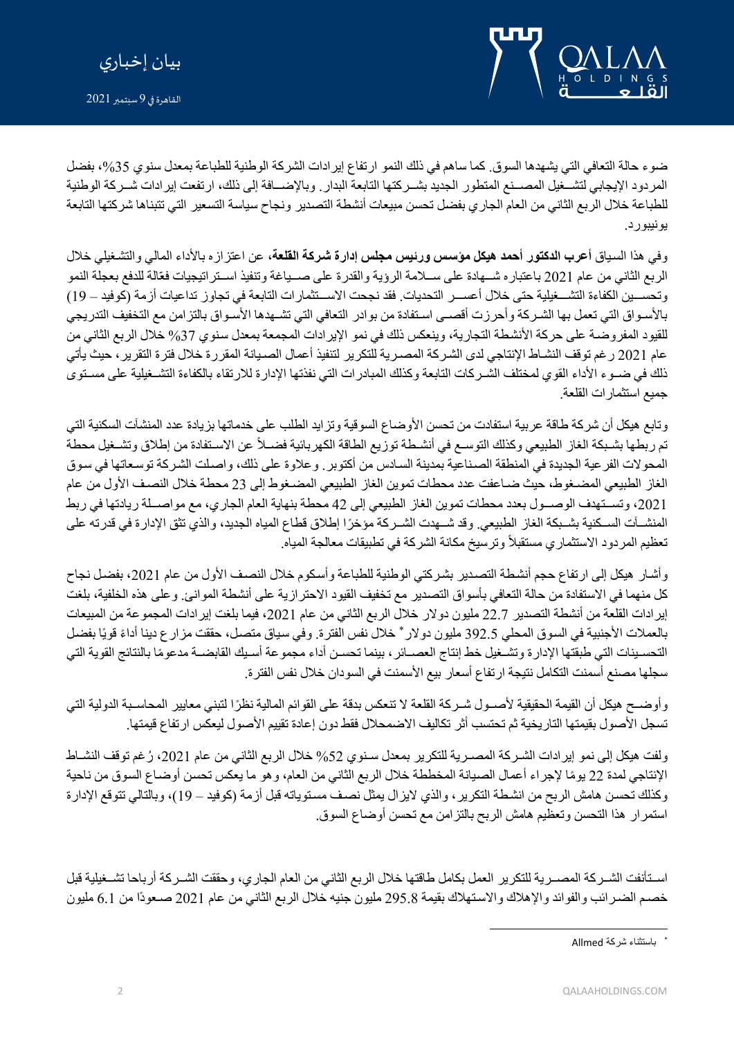ضوء حالة التعافي التي يشهدها السوق. كما ساهم في ذلك النمو ارتفاع إيرادات الشركة الوطنية للطباعة بمعدل سنوي 35%، بفضل المردود الإيجابي لتشغيل المصنع المتطور الجديد بشركتها التابعة البدار. وبالإضافة إلى ذلك، ارتفعت إيرادات شركة الوطنية للطباعة خلال الربع الثاني من العام الجاري بفضل تحسن مبيعات أنشطة التصدير ونجاح سياسة التسعير التي تتبناها شركتها التابعة يونيبورد.

وفي هذا السياق أعرب **الدكتور أحمد هيكل مؤسس ورئيس مجلس إدارة شركة القلعة**، عن اعتزازه بالأداء المالي والتشغيلي خلال الربع الثاني من عام 2021 باعتباره شهادة على سلامة الرؤية والقدرة على صياغة وتنفيذ استراتيجيات فعّالة للدفع بعجلة النمو وتحسين الكفاءة التشغيلية حتى خلال أعسر التحديات. فقد نجحت الاستثمارات التابعة في تجاوز تداعيات أزمة (كوفيد – 19) بالأسواق التي تعمل بها الشركة وأحرزت أقصى استفادة من بوادر التعافي التي تشهدها الأسواق بالتزامن مع التخفيف التدريجي للقيود المفروضة على حركة الأنشطة التجارية، وينعكس ذلك في نمو الإيرادات المجمعة بمعدل سنوي 37% خلال الربع الثاني من عام 2021 رغم توقف النشاط الإنتاجي لدى الشركة المصرية للتكرير لتنفيذ أعمال الصيانة المقررة خلال فترة التقرير، حيث يأتي ذلك في ضوء الأداء القوي لمختلف الشركات التابعة وكذلك المبادرات التي نفذتها الإدارة للارتقاء بالكفاءة التشغيلية على مستوى جميع استثمارات القلعة.

وتابع هيكل أن شركة طاقة عربية استفادت من تحسن الأوضاع السوقية وتزايد الطلب على خدماتها بزيادة عدد المنشآت السكنية التي تم ربطها بشبكة الغاز الطبيعي وكذلك التوسع في أنشطة توزيع الطاقة الكهربائية فضلاً عن الاستفادة من إطلاق وتشغيل محطة المحولات الفرعية الجديدة في المنطقة الصناعية بمدينة السادس من أكتوبر. وعلاوة على ذلك، واصلت الشركة توسعاتها في سوق الغاز الطبيعي المضغوط، حيث ضاعفت عدد محطات تموين الغاز الطبيعي المضغوط إلى 23 محطة خلال النصف الأول من عام 2021، وتستهدف الوصول بعدد محطات تموين الغاز الطبيعي إلى 42 محطة بنهاية العام الجاري، مع مواصلة ريادتها في ربط المنشآت السكنية بشبكة الغاز الطبيعي. وقد شهدت الشركة مؤخرًا إطلاق قطاع المياه الجديد، والذي تثق الإدارة في قدرته على تعظيم المردود الاستثماري مستقبلاً وترسيخ مكانة الشركة في تطبيقات معالجة المياه.

وأشار هيكل إلى ارتفاع حجم أنشطة التصدير بشركتي الوطنية للطباعة وأسكوم خلال النصف الأول من عام 2021، بفضل نجاح كل منهما في الاستفادة من حالة التعافي بأسواق التصدير مع تخفيف القيود الاحترازية على أنشطة الموانئ. وعلى هذه الخلفية، بلغت إيرادات القلعة من أنشطة التصدير 22.7 مليون دولار خلال الربع الثاني من عام 2021، فيما بلغت إيرادات المجموعة من المبيعات بالعملات الأجنبية في السوق المحلي 392.5 مليون دولار* خلال نفس الفترة. وفي سياق متصل، حققت مزارع دينا أداءً قويًا بفضل التحسينات التي طبقتها الإدارة وتشغيل خط إنتاج العصائر، بينما تحسن أداء مجموعة أسيك القابضة مدعومًا بالنتائج القوية التي سجلها مصنع أسمنت التكامل نتيجة ارتفاع أسعار بيع الأسمنت في السودان خلال نفس الفترة.

وأوضح هيكل أن القيمة الحقيقية لأصول شركة القلعة لا تنعكس بدقة على القوائم المالية نظرًا لتبني معايير المحاسبة الدولية التي تسجل الأصول بقيمتها التاريخية ثم تحتسب أثر تكاليف الاضمحلال فقط دون إعادة تقييم الأصول ليعكس ارتفاع قيمتها.

ولفت هيكل إلى نمو إيرادات الشركة المصرية للتكرير بمعدل سنوي 52% خلال الربع الثاني من عام 2021، رُغم توقف النشاط الإنتاجي لمدة 22 يومًا لإجراء أعمال الصيانة المخططة خلال الربع الثاني من العام، وهو ما يعكس تحسن أوضاع السوق من ناحية وكذلك تحسن هامش الربح من انشطة التكرير، والذي لايزال يمثل نصف مستوياته قبل أزمة (كوفيد – 19)، وبالتالي تتوقع الإدارة استمرار هذا التحسن وتعظيم هامش الربح بالتزامن مع تحسن أوضاع السوق.

استأنفت الشركة المصرية للتكرير العمل بكامل طاقتها خلال الربع الثاني من العام الجاري، وحققت الشركة أرباحا تشغيلية قبل خصم الضرائب والفوائد والإهلاك والاستهلاك بقيمة 295.8 مليون جنيه خلال الربع الثاني من عام 2021 صعودًا من 6.1 مليون

---

* باستثناء شركة Allmed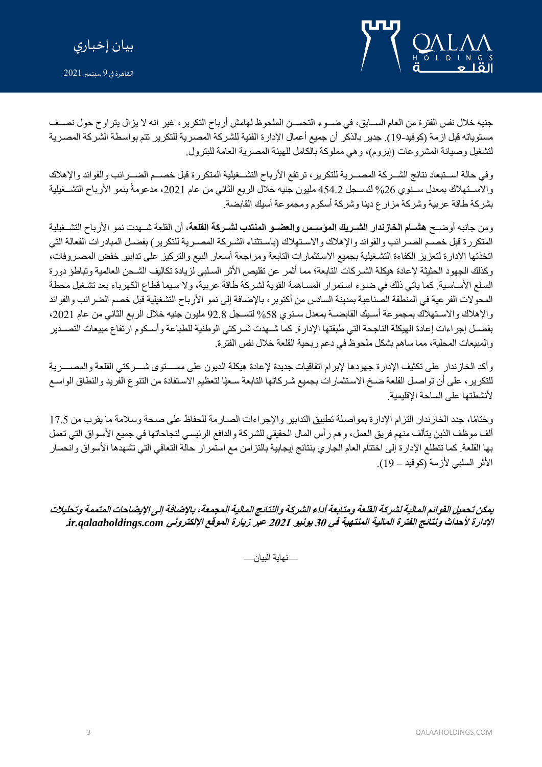جنيه خلال نفس الفترة من العام السابق، في ضوء التحسن الملحوظ لهامش أرباح التكرير، غير انه لا يزال يتراوح حول نصف مستوياته قبل ازمة (كوفيد-19). جدير بالذكر أن جميع أعمال الإدارة الفنية للشركة المصرية للتكرير تتم بواسطة الشركة المصرية لتشغيل وصيانة المشروعات (إبروم)، وهي مملوكة بالكامل للهيئة المصرية العامة للبترول.

وفي حالة استبعاد نتائج الشركة المصرية للتكرير، ترتفع الأرباح التشغيلية المتكررة قبل خصم الضرائب والفوائد والإهلاك والاستهلاك بمعدل سنوي 26% لتسجل 454.2 مليون جنيه خلال الربع الثاني من عام 2021، مدعومةً بنمو الأرباح التشغيلية بشركة طاقة عربية وشركة مزارع دينا وشركة أسكوم ومجموعة أسيك القابضة.

ومن جانبه أوضح **هشام الخازندار الشريك المؤسس والعضو المنتدب لشركة القلعة**، أن القلعة شهدت نمو الأرباح التشغيلية المتكررة قبل خصم الضرائب والفوائد والإهلاك والاستهلاك (باستثناء الشركة المصرية للتكرير) بفضل المبادرات الفعالة التي اتخذتها الإدارة لتعزيز الكفاءة التشغيلية بجميع الاستثمارات التابعة ومراجعة أسعار البيع والتركيز على تدابير خفض المصروفات، وكذلك الجهود الحثيثة لإعادة هيكلة الشركات التابعة؛ مما أثمر عن تقليص الأثر السلبي لزيادة تكاليف الشحن العالمية وتباطؤ دورة السلع الأساسية. كما يأتي ذلك في ضوء استمرار المساهمة القوية لشركة طاقة عربية، ولا سيما قطاع الكهرباء بعد تشغيل محطة المحولات الفرعية في المنطقة الصناعية بمدينة السادس من أكتوبر، بالإضافة إلى نمو الأرباح التشغيلية قبل خصم الضرائب والفوائد والإهلاك والاستهلاك بمجموعة أسيك القابضة بمعدل سنوي 58% لتسجل 92.8 مليون جنيه خلال الربع الثاني من عام 2021، بفضل إجراءات إعادة الهيكلة الناجحة التي طبقتها الإدارة. كما شهدت شركتي الوطنية للطباعة وأسكوم ارتفاع مبيعات التصدير والمبيعات المحلية، مما ساهم بشكل ملحوظ في دعم ربحية القلعة خلال نفس الفترة.

وأكد الخازندار على تكثيف الإدارة جهودها لإبرام اتفاقيات جديدة لإعادة هيكلة الديون على مستوى شركتي القلعة والمصرية للتكرير، على أن تواصل القلعة ضخ الاستثمارات بجميع شركاتها التابعة سعيًا لتعظيم الاستفادة من التنوع الفريد والنطاق الواسع لأنشطتها على الساحة الإقليمية.

وختامًا، جدد الخازندار التزام الإدارة بمواصلة تطبيق التدابير والإجراءات الصارمة للحفاظ على صحة وسلامة ما يقرب من 17.5 ألف موظف الذين يتألف منهم فريق العمل، وهم رأس المال الحقيقي للشركة والدافع الرئيسي لنجاحاتها في جميع الأسواق التي تعمل بها القلعة. كما تتطلع الإدارة إلى اختتام العام الجاري بنتائج إيجابية بالتزامن مع استمرار حالة التعافي التي تشهدها الأسواق وانحسار الأثر السلبي لأزمة (كوفيد – 19).

***يمكن تحميل القوائم المالية لشركة القلعة ومتابعة أداء الشركة والنتائج المالية المجمعة، بالإضافة إلى الإيضاحات المتممة وتحليلات الإدارة لأحداث ونتائج الفترة المالية المنتهية في 30 يونيو 2021 عبر زيارة الموقع الإلكتروني ir.qalaaholdings.com.***

—نهاية البيان—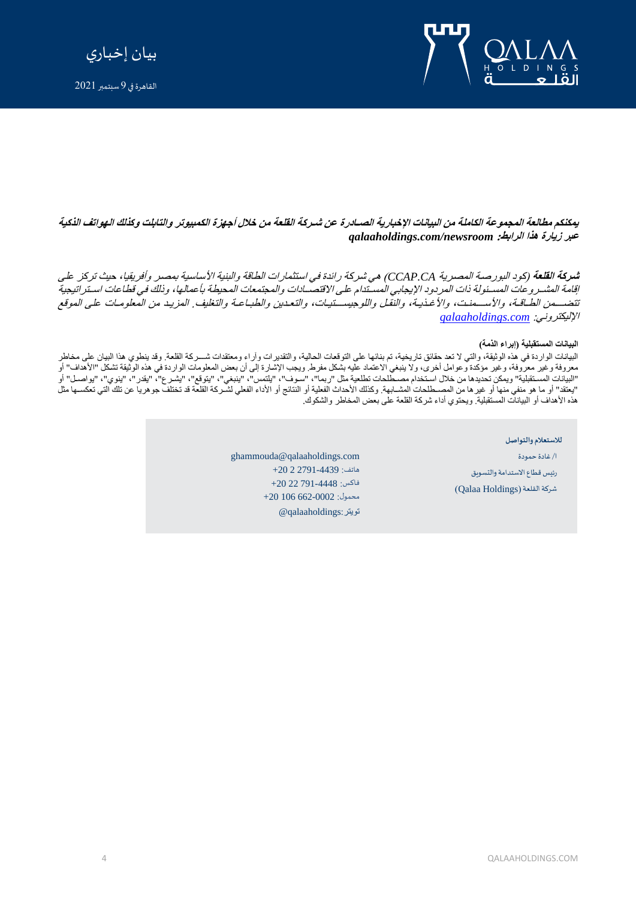بيان إخباري

القاهرة في 9 سبتمبر 2021

***يمكنكم مطالعة المجموعة الكاملة من البيانات الإخبارية الصادرة عن شركة القلعة من خلال أجهزة الكمبيوتر والتابلت وكذلك الهواتف الذكية عبر زيارة هذا الرابط: qalaaholdings.com/newsroom***

***شركة القلعة*** *(كود البورصة المصرية CCAP.CA) هي شركة رائدة في استثمارات الطاقة والبنية الأساسية بمصر وأفريقيا، حيث تركز على إقامة المشروعات المسئولة ذات المردود الإيجابي المستدام على الاقتصادات والمجتمعات المحيطة بأعمالها، وذلك في قطاعات استراتيجية تتضمن الطاقة، والأسمنت، والأغذية، والنقل واللوجيستيات، والتعدين والطباعة والتغليف. المزيد من المعلومات على الموقع الإليكتروني: [qalaaholdings.com](qalaaholdings.com)*

**البيانات المستقبلية (إبراء الذمة)**

البيانات الواردة في هذه الوثيقة، والتي لا تعد حقائق تاريخية، تم بنائها على التوقعات الحالية، والتقديرات وآراء ومعتقدات شركة القلعة. وقد ينطوي هذا البيان على مخاطر معروفة وغير معروفة، وغير مؤكدة وعوامل أخرى، ولا ينبغي الاعتماد عليه بشكل مفرط. ويجب الإشارة إلى أن بعض المعلومات الواردة في هذه الوثيقة تشكل "الأهداف" أو "البيانات المستقبلية" ويمكن تحديدها من خلال استخدام مصطلحات تطلعية مثل "ربما"، "سوف"، "يلتمس"، "ينبغي"، "يتوقع"، "يشرع"، "يقدر"، "ينوي"، "يواصل" أو "يعتقد" أو ما هو منفي منها أو غيرها من المصطلحات المشابهة. وكذلك الأحداث الفعلية أو النتائج أو الأداء الفعلي لشركة القلعة قد تختلف جوهريا عن تلك التي تعكسها مثل هذه الأهداف أو البيانات المستقبلية. ويحتوي أداء شركة القلعة على بعض المخاطر والشكوك.

**للاستعلام والتواصل**

أ/ غادة حمودة

رئيس قطاع الاستدامة والتسويق

شركة القلعة (Qalaa Holdings)

ghammouda@qalaaholdings.com

هاتف: 4439-2791 2 20+

فاكس: 4448-791 22 20+

محمول: 0002-662 106 20+

تويتر: qalaaholdings@